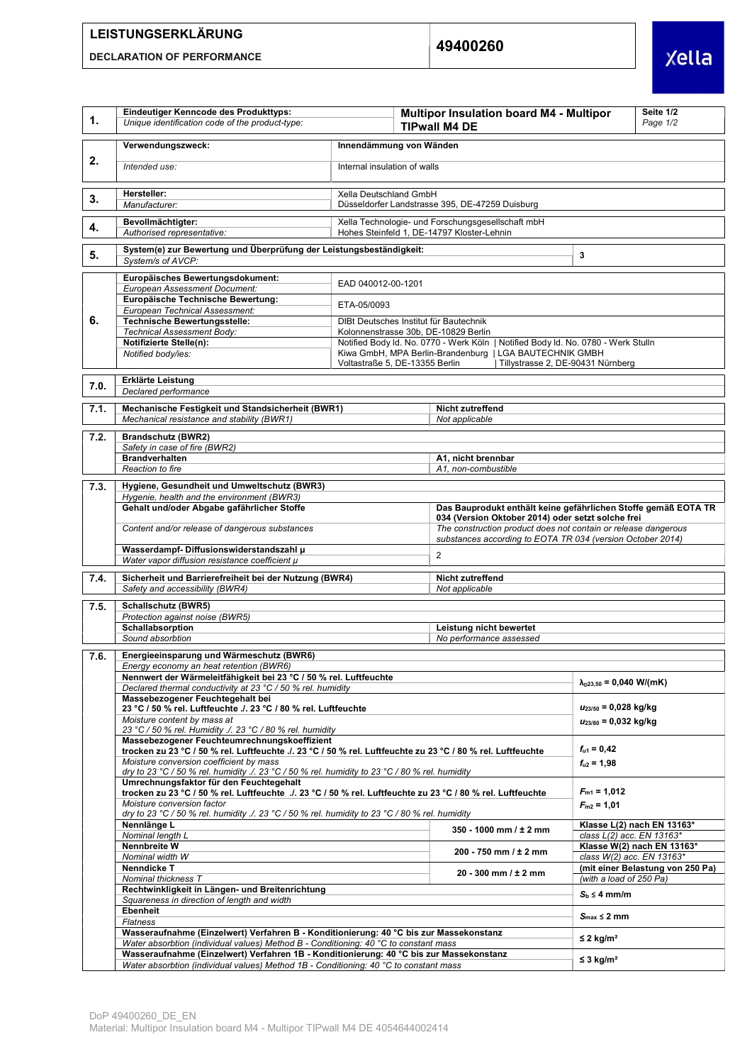# LEISTUNGSERKLÄRUNG

**DECLARATION OF PERFORMANCE**

**49400260**

| | | | |
|---|---|---|---|
| **1.** | **Eindeutiger Kenncode des Produkttyps:** *Unique identification code of the product-type:* | **Multipor Insulation board M4 - Multipor TIPwall M4 DE** | Seite 1/2 *Page 1/2* |
| **2.** | **Verwendungszweck:** *Intended use:* | **Innendämmung von Wänden** Internal insulation of walls | |
| **3.** | **Hersteller:** *Manufacturer:* | Xella Deutschland GmbH Düsseldorfer Landstrasse 395, DE-47259 Duisburg | |
| **4.** | **Bevollmächtigter:** *Authorised representative:* | Xella Technologie- und Forschungsgesellschaft mbH Hohes Steinfeld 1, DE-14797 Kloster-Lehnin | |
| **5.** | **System(e) zur Bewertung und Überprüfung der Leistungsbeständigkeit:** *System/s of AVCP:* | 3 | |

| | | |
|---|---|---|
| **6.** | **Europäisches Bewertungsdokument:** *European Assessment Document:* | EAD 040012-00-1201 |
| | **Europäische Technische Bewertung:** *European Technical Assessment:* | ETA-05/0093 |
| | **Technische Bewertungsstelle:** *Technical Assessment Body:* | DIBt Deutsches Institut für Bautechnik Kolonnenstrasse 30b, DE-10829 Berlin |
| | **Notifizierte Stelle(n):** *Notified body/ies:* | Notified Body Id. No. 0770 - Werk Köln \| Notified Body Id. No. 0780 - Werk Stulln Kiwa GmbH, MPA Berlin-Brandenburg \| LGA BAUTECHNIK GMBH Voltastraße 5, DE-13355 Berlin \| Tillystrasse 2, DE-90431 Nürnberg |

| | | | |
|---|---|---|---|
| **7.0.** | **Erklärte Leistung** *Declared performance* | | |
| **7.1.** | **Mechanische Festigkeit und Standsicherheit (BWR1)** *Mechanical resistance and stability (BWR1)* | **Nicht zutreffend** *Not applicable* | |
| **7.2.** | **Brandschutz (BWR2)** *Safety in case of fire (BWR2)* | | |
| | **Brandverhalten** *Reaction to fire* | **A1, nicht brennbar** *A1, non-combustible* | |
| **7.3.** | **Hygiene, Gesundheit und Umweltschutz (BWR3)** *Hygenie, health and the environment (BWR3)* | | |
| | **Gehalt und/oder Abgabe gafährlicher Stoffe** *Content and/or release of dangerous substances* | **Das Bauprodukt enthält keine gefährlichen Stoffe gemäß EOTA TR 034 (Version Oktober 2014) oder setzt solche frei** *The construction product does not contain or release dangerous substances according to EOTA TR 034 (version October 2014)* | |
| | **Wasserdampf- Diffusionswiderstandszahl μ** *Water vapor diffusion resistance coefficient μ* | 2 | |
| **7.4.** | **Sicherheit und Barrierefreiheit bei der Nutzung (BWR4)** *Safety and accessibility (BWR4)* | **Nicht zutreffend** *Not applicable* | |
| **7.5.** | **Schallschutz (BWR5)** *Protection against noise (BWR5)* | | |
| | **Schallabsorption** *Sound absorbtion* | **Leistung nicht bewertet** *No performance assessed* | |
| **7.6.** | **Energieeinsparung und Wärmeschutz (BWR6)** *Energy economy an heat retention (BWR6)* | | |
| | **Nennwert der Wärmeleitfähigkeit bei 23 °C / 50 % rel. Luftfeuchte** *Declared thermal conductivity at 23 °C / 50 % rel. humidity* | | $\lambda_{D23,50}$ = 0,040 W/(mK) |
| | **Massebezogener Feuchtegehalt bei 23 °C / 50 % rel. Luftfeuchte ./. 23 °C / 80 % rel. Luftfeuchte** *Moisture content by mass at 23 °C / 50 % rel. Humidity ./. 23 °C / 80 % rel. humidity* | | $u_{23/50}$ = 0,028 kg/kg $u_{23/80}$ = 0,032 kg/kg |
| | **Massebezogener Feuchteumrechnungskoeffizient trocken zu 23 °C / 50 % rel. Luftfeuchte ./. 23 °C / 50 % rel. Luftfeuchte zu 23 °C / 80 % rel. Luftfeuchte** *Moisture conversion coefficient by mass dry to 23 °C / 50 % rel. humidity ./. 23 °C / 50 % rel. humidity to 23 °C / 80 % rel. humidity* | | $f_{u1}$ = 0,42 $f_{u2}$ = 1,98 |
| | **Umrechnungsfaktor für den Feuchtegehalt trocken zu 23 °C / 50 % rel. Luftfeuchte ./. 23 °C / 50 % rel. Luftfeuchte zu 23 °C / 80 % rel. Luftfeuchte** *Moisture conversion factor dry to 23 °C / 50 % rel. humidity ./. 23 °C / 50 % rel. humidity to 23 °C / 80 % rel. humidity* | | $F_{m1}$ = 1,012 $F_{m2}$ = 1,01 |
| | **Nennlänge L** *Nominal length L* | 350 - 1000 mm / ± 2 mm | **Klasse L(2) nach EN 13163*** *class L(2) acc. EN 13163** |
| | **Nennbreite W** *Nominal width W* | 200 - 750 mm / ± 2 mm | **Klasse W(2) nach EN 13163*** *class W(2) acc. EN 13163** |
| | **Nenndicke T** *Nominal thickness T* | 20 - 300 mm / ± 2 mm | **(mit einer Belastung von 250 Pa)** *(with a load of 250 Pa)* |
| | **Rechtwinkligkeit in Längen- und Breitenrichtung** *Squareness in direction of length and width* | | $S_b$ ≤ 4 mm/m |
| | **Ebenheit** *Flatness* | | $S_{max}$ ≤ 2 mm |
| | **Wasseraufnahme (Einzelwert) Verfahren B - Konditionierung: 40 °C bis zur Massekonstanz** *Water absorbtion (individual values) Method B - Conditioning: 40 °C to constant mass* | | ≤ 2 kg/m² |
| | **Wasseraufnahme (Einzelwert) Verfahren 1B - Konditionierung: 40 °C bis zur Massekonstanz** *Water absorbtion (individual values) Method 1B - Conditioning: 40 °C to constant mass* | | ≤ 3 kg/m² |

DoP 49400260_DE_EN

Material: Multipor Insulation board M4 - Multipor TIPwall M4 DE 4054644002414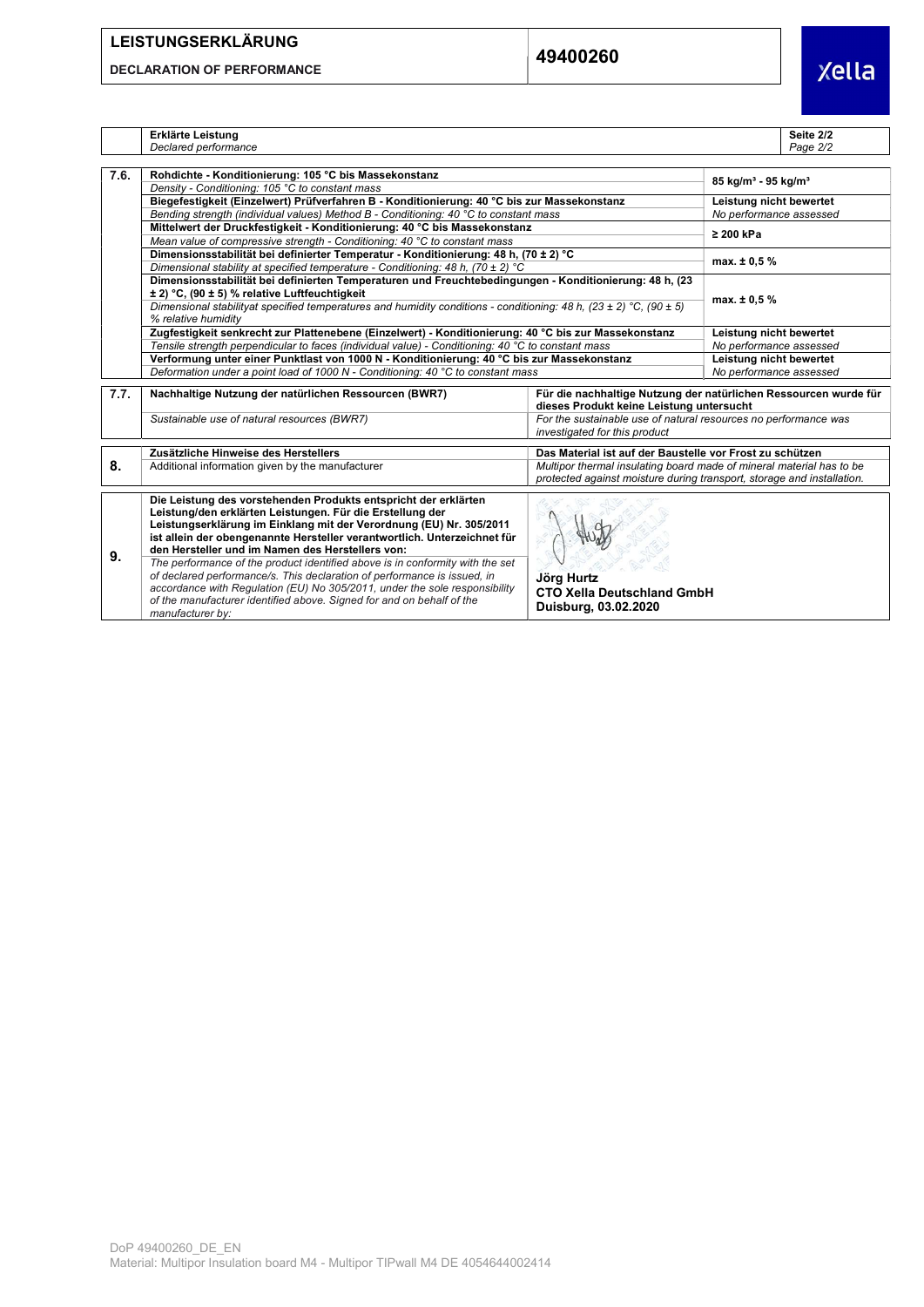| | Erklärte Leistung<br>*Declared performance* | |
|---|---|---|
| 7.6. | **Rohdichte - Konditionierung: 105 °C bis Massekonstanz**<br>*Density - Conditioning: 105 °C to constant mass* | 85 kg/m³ - 95 kg/m³ |
| | **Biegefestigkeit (Einzelwert) Prüfverfahren B - Konditionierung: 40 °C bis zur Massekonstanz**<br>*Bending strength (individual values) Method B - Conditioning: 40 °C to constant mass* | **Leistung nicht bewertet**<br>*No performance assessed* |
| | **Mittelwert der Druckfestigkeit - Konditionierung: 40 °C bis Massekonstanz**<br>*Mean value of compressive strength - Conditioning: 40 °C to constant mass* | ≥ 200 kPa |
| | **Dimensionsstabilität bei definierter Temperatur - Konditionierung: 48 h, (70 ± 2) °C**<br>*Dimensional stability at specified temperature - Conditioning: 48 h, (70 ± 2) °C* | max. ± 0,5 % |
| | **Dimensionsstabilität bei definierten Temperaturen und Feuchtebedingungen - Konditionierung: 48 h, (23 ± 2) °C, (90 ± 5) % relative Luftfeuchtigkeit**<br>*Dimensional stabilityat specified temperatures and humidity conditions - conditioning: 48 h, (23 ± 2) °C, (90 ± 5) % relative humidity* | max. ± 0,5 % |
| | **Zugfestigkeit senkrecht zur Plattenebene (Einzelwert) - Konditionierung: 40 °C bis zur Massekonstanz**<br>*Tensile strength perpendicular to faces (individual value) - Conditioning: 40 °C to constant mass* | **Leistung nicht bewertet**<br>*No performance assessed* |
| | **Verformung unter einer Punktlast von 1000 N - Konditionierung: 40 °C bis zur Massekonstanz**<br>*Deformation under a point load of 1000 N - Conditioning: 40 °C to constant mass* | **Leistung nicht bewertet**<br>*No performance assessed* |
| 7.7. | **Nachhaltige Nutzung der natürlichen Ressourcen (BWR7)**<br>*Sustainable use of natural resources (BWR7)* | **Für die nachhaltige Nutzung der natürlichen Ressourcen wurde für dieses Produkt keine Leistung untersucht**<br>*For the sustainable use of natural resources no performance was investigated for this product* |
| 8. | **Zusätzliche Hinweise des Herstellers**<br>Additional information given by the manufacturer | **Das Material ist auf der Baustelle vor Frost zu schützen**<br>*Multipor thermal insulating board made of mineral material has to be protected against moisture during transport, storage and installation.* |
| 9. | **Die Leistung des vorstehenden Produkts entspricht der erklärten Leistung/den erklärten Leistungen. Für die Erstellung der Leistungserklärung im Einklang mit der Verordnung (EU) Nr. 305/2011 ist allein der obengenannte Hersteller verantwortlich. Unterzeichnet für den Hersteller und im Namen des Herstellers von:**<br>*The performance of the product identified above is in conformity with the set of declared performance/s. This declaration of performance is issued, in accordance with Regulation (EU) No 305/2011, under the sole responsibility of the manufacturer identified above. Signed for and on behalf of the manufacturer by:* | **Jörg Hurtz**<br>**CTO Xella Deutschland GmbH**<br>**Duisburg, 03.02.2020** |

DoP 49400260_DE_EN
Material: Multipor Insulation board M4 - Multipor TIPwall M4 DE 4054644002414